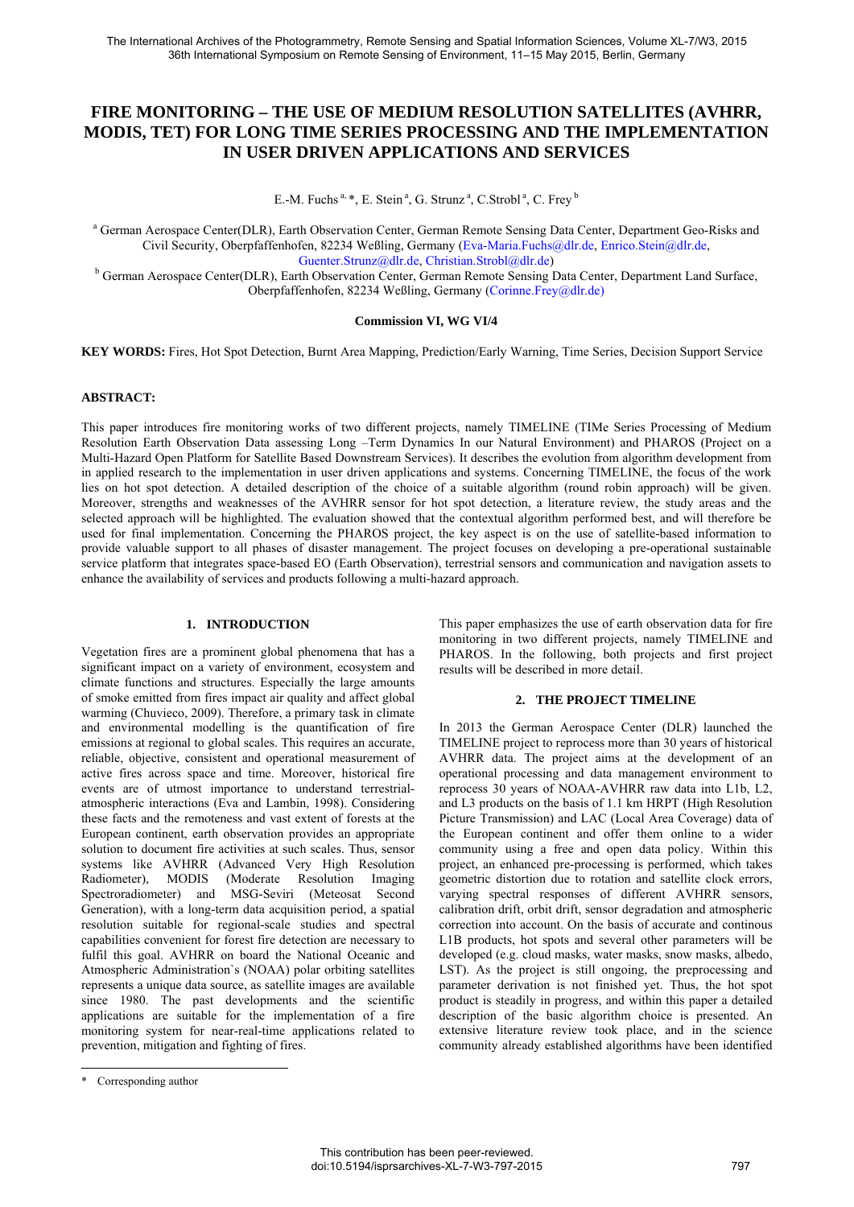# FIRE MONITORING – THE USE OF MEDIUM RESOLUTION SATELLITES (AVHRR, MODIS, TET) FOR LONG TIME SERIES PROCESSING AND THE IMPLEMENTATION IN USER DRIVEN APPLICATIONS AND SERVICES

E.-M. Fuchs [a, *], E. Stein [a], G. Strunz [a], C.Strobl [a], C. Frey [b]

[a] German Aerospace Center(DLR), Earth Observation Center, German Remote Sensing Data Center, Department Geo-Risks and Civil Security, Oberpfaffenhofen, 82234 Weßling, Germany (Eva-Maria.Fuchs@dlr.de, Enrico.Stein@dlr.de, Guenter.Strunz@dlr.de, Christian.Strobl@dlr.de)

[b] German Aerospace Center(DLR), Earth Observation Center, German Remote Sensing Data Center, Department Land Surface, Oberpfaffenhofen, 82234 Weßling, Germany (Corinne.Frey@dlr.de)

**Commission VI, WG VI/4**

**KEY WORDS:** Fires, Hot Spot Detection, Burnt Area Mapping, Prediction/Early Warning, Time Series, Decision Support Service

## ABSTRACT:

This paper introduces fire monitoring works of two different projects, namely TIMELINE (TIMe Series Processing of Medium Resolution Earth Observation Data assessing Long –Term Dynamics In our Natural Environment) and PHAROS (Project on a Multi-Hazard Open Platform for Satellite Based Downstream Services). It describes the evolution from algorithm development from in applied research to the implementation in user driven applications and systems. Concerning TIMELINE, the focus of the work lies on hot spot detection. A detailed description of the choice of a suitable algorithm (round robin approach) will be given. Moreover, strengths and weaknesses of the AVHRR sensor for hot spot detection, a literature review, the study areas and the selected approach will be highlighted. The evaluation showed that the contextual algorithm performed best, and will therefore be used for final implementation. Concerning the PHAROS project, the key aspect is on the use of satellite-based information to provide valuable support to all phases of disaster management. The project focuses on developing a pre-operational sustainable service platform that integrates space-based EO (Earth Observation), terrestrial sensors and communication and navigation assets to enhance the availability of services and products following a multi-hazard approach.

## 1. INTRODUCTION

Vegetation fires are a prominent global phenomena that has a significant impact on a variety of environment, ecosystem and climate functions and structures. Especially the large amounts of smoke emitted from fires impact air quality and affect global warming (Chuvieco, 2009). Therefore, a primary task in climate and environmental modelling is the quantification of fire emissions at regional to global scales. This requires an accurate, reliable, objective, consistent and operational measurement of active fires across space and time. Moreover, historical fire events are of utmost importance to understand terrestrial-atmospheric interactions (Eva and Lambin, 1998). Considering these facts and the remoteness and vast extent of forests at the European continent, earth observation provides an appropriate solution to document fire activities at such scales. Thus, sensor systems like AVHRR (Advanced Very High Resolution Radiometer), MODIS (Moderate Resolution Imaging Spectroradiometer) and MSG-Seviri (Meteosat Second Generation), with a long-term data acquisition period, a spatial resolution suitable for regional-scale studies and spectral capabilities convenient for forest fire detection are necessary to fulfil this goal. AVHRR on board the National Oceanic and Atmospheric Administration`s (NOAA) polar orbiting satellites represents a unique data source, as satellite images are available since 1980. The past developments and the scientific applications are suitable for the implementation of a fire monitoring system for near-real-time applications related to prevention, mitigation and fighting of fires.

This paper emphasizes the use of earth observation data for fire monitoring in two different projects, namely TIMELINE and PHAROS. In the following, both projects and first project results will be described in more detail.

## 2. THE PROJECT TIMELINE

In 2013 the German Aerospace Center (DLR) launched the TIMELINE project to reprocess more than 30 years of historical AVHRR data. The project aims at the development of an operational processing and data management environment to reprocess 30 years of NOAA-AVHRR raw data into L1b, L2, and L3 products on the basis of 1.1 km HRPT (High Resolution Picture Transmission) and LAC (Local Area Coverage) data of the European continent and offer them online to a wider community using a free and open data policy. Within this project, an enhanced pre-processing is performed, which takes geometric distortion due to rotation and satellite clock errors, varying spectral responses of different AVHRR sensors, calibration drift, orbit drift, sensor degradation and atmospheric correction into account. On the basis of accurate and continous L1B products, hot spots and several other parameters will be developed (e.g. cloud masks, water masks, snow masks, albedo, LST). As the project is still ongoing, the preprocessing and parameter derivation is not finished yet. Thus, the hot spot product is steadily in progress, and within this paper a detailed description of the basic algorithm choice is presented. An extensive literature review took place, and in the science community already established algorithms have been identified

\* Corresponding author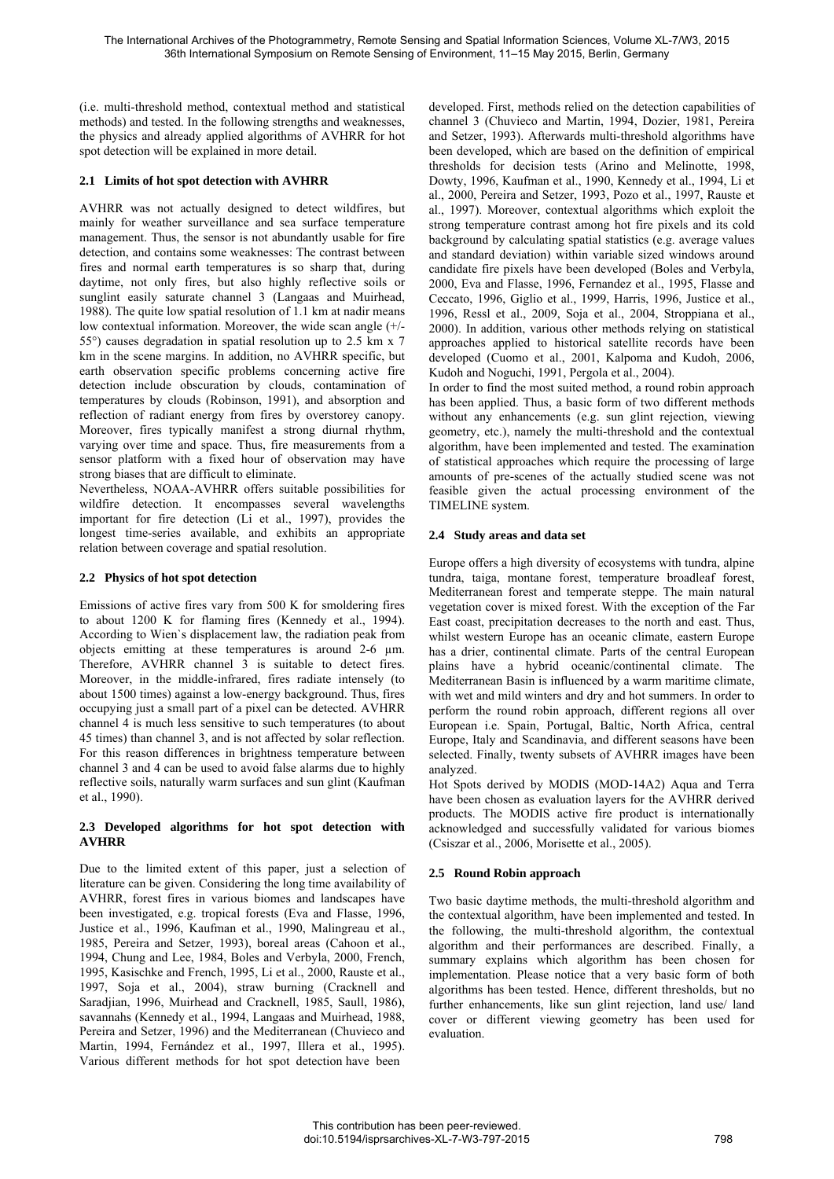(i.e. multi-threshold method, contextual method and statistical methods) and tested. In the following strengths and weaknesses, the physics and already applied algorithms of AVHRR for hot spot detection will be explained in more detail.

### 2.1 Limits of hot spot detection with AVHRR

AVHRR was not actually designed to detect wildfires, but mainly for weather surveillance and sea surface temperature management. Thus, the sensor is not abundantly usable for fire detection, and contains some weaknesses: The contrast between fires and normal earth temperatures is so sharp that, during daytime, not only fires, but also highly reflective soils or sunglint easily saturate channel 3 (Langaas and Muirhead, 1988). The quite low spatial resolution of 1.1 km at nadir means low contextual information. Moreover, the wide scan angle (+/- 55°) causes degradation in spatial resolution up to 2.5 km x 7 km in the scene margins. In addition, no AVHRR specific, but earth observation specific problems concerning active fire detection include obscuration by clouds, contamination of temperatures by clouds (Robinson, 1991), and absorption and reflection of radiant energy from fires by overstorey canopy. Moreover, fires typically manifest a strong diurnal rhythm, varying over time and space. Thus, fire measurements from a sensor platform with a fixed hour of observation may have strong biases that are difficult to eliminate.

Nevertheless, NOAA-AVHRR offers suitable possibilities for wildfire detection. It encompasses several wavelengths important for fire detection (Li et al., 1997), provides the longest time-series available, and exhibits an appropriate relation between coverage and spatial resolution.

### 2.2 Physics of hot spot detection

Emissions of active fires vary from 500 K for smoldering fires to about 1200 K for flaming fires (Kennedy et al., 1994). According to Wien`s displacement law, the radiation peak from objects emitting at these temperatures is around 2-6 µm. Therefore, AVHRR channel 3 is suitable to detect fires. Moreover, in the middle-infrared, fires radiate intensely (to about 1500 times) against a low-energy background. Thus, fires occupying just a small part of a pixel can be detected. AVHRR channel 4 is much less sensitive to such temperatures (to about 45 times) than channel 3, and is not affected by solar reflection. For this reason differences in brightness temperature between channel 3 and 4 can be used to avoid false alarms due to highly reflective soils, naturally warm surfaces and sun glint (Kaufman et al., 1990).

### 2.3 Developed algorithms for hot spot detection with AVHRR

Due to the limited extent of this paper, just a selection of literature can be given. Considering the long time availability of AVHRR, forest fires in various biomes and landscapes have been investigated, e.g. tropical forests (Eva and Flasse, 1996, Justice et al., 1996, Kaufman et al., 1990, Malingreau et al., 1985, Pereira and Setzer, 1993), boreal areas (Cahoon et al., 1994, Chung and Lee, 1984, Boles and Verbyla, 2000, French, 1995, Kasischke and French, 1995, Li et al., 2000, Rauste et al., 1997, Soja et al., 2004), straw burning (Cracknell and Saradjian, 1996, Muirhead and Cracknell, 1985, Saull, 1986), savannahs (Kennedy et al., 1994, Langaas and Muirhead, 1988, Pereira and Setzer, 1996) and the Mediterranean (Chuvieco and Martin, 1994, Fernández et al., 1997, Illera et al., 1995). Various different methods for hot spot detection have been developed. First, methods relied on the detection capabilities of channel 3 (Chuvieco and Martin, 1994, Dozier, 1981, Pereira and Setzer, 1993). Afterwards multi-threshold algorithms have been developed, which are based on the definition of empirical thresholds for decision tests (Arino and Melinotte, 1998, Dowty, 1996, Kaufman et al., 1990, Kennedy et al., 1994, Li et al., 2000, Pereira and Setzer, 1993, Pozo et al., 1997, Rauste et al., 1997). Moreover, contextual algorithms which exploit the strong temperature contrast among hot fire pixels and its cold background by calculating spatial statistics (e.g. average values and standard deviation) within variable sized windows around candidate fire pixels have been developed (Boles and Verbyla, 2000, Eva and Flasse, 1996, Fernandez et al., 1995, Flasse and Ceccato, 1996, Giglio et al., 1999, Harris, 1996, Justice et al., 1996, Ressl et al., 2009, Soja et al., 2004, Stroppiana et al., 2000). In addition, various other methods relying on statistical approaches applied to historical satellite records have been developed (Cuomo et al., 2001, Kalpoma and Kudoh, 2006, Kudoh and Noguchi, 1991, Pergola et al., 2004).

In order to find the most suited method, a round robin approach has been applied. Thus, a basic form of two different methods without any enhancements (e.g. sun glint rejection, viewing geometry, etc.), namely the multi-threshold and the contextual algorithm, have been implemented and tested. The examination of statistical approaches which require the processing of large amounts of pre-scenes of the actually studied scene was not feasible given the actual processing environment of the TIMELINE system.

### 2.4 Study areas and data set

Europe offers a high diversity of ecosystems with tundra, alpine tundra, taiga, montane forest, temperature broadleaf forest, Mediterranean forest and temperate steppe. The main natural vegetation cover is mixed forest. With the exception of the Far East coast, precipitation decreases to the north and east. Thus, whilst western Europe has an oceanic climate, eastern Europe has a drier, continental climate. Parts of the central European plains have a hybrid oceanic/continental climate. The Mediterranean Basin is influenced by a warm maritime climate, with wet and mild winters and dry and hot summers. In order to perform the round robin approach, different regions all over European i.e. Spain, Portugal, Baltic, North Africa, central Europe, Italy and Scandinavia, and different seasons have been selected. Finally, twenty subsets of AVHRR images have been analyzed.

Hot Spots derived by MODIS (MOD-14A2) Aqua and Terra have been chosen as evaluation layers for the AVHRR derived products. The MODIS active fire product is internationally acknowledged and successfully validated for various biomes (Csiszar et al., 2006, Morisette et al., 2005).

### 2.5 Round Robin approach

Two basic daytime methods, the multi-threshold algorithm and the contextual algorithm, have been implemented and tested. In the following, the multi-threshold algorithm, the contextual algorithm and their performances are described. Finally, a summary explains which algorithm has been chosen for implementation. Please notice that a very basic form of both algorithms has been tested. Hence, different thresholds, but no further enhancements, like sun glint rejection, land use/ land cover or different viewing geometry has been used for evaluation.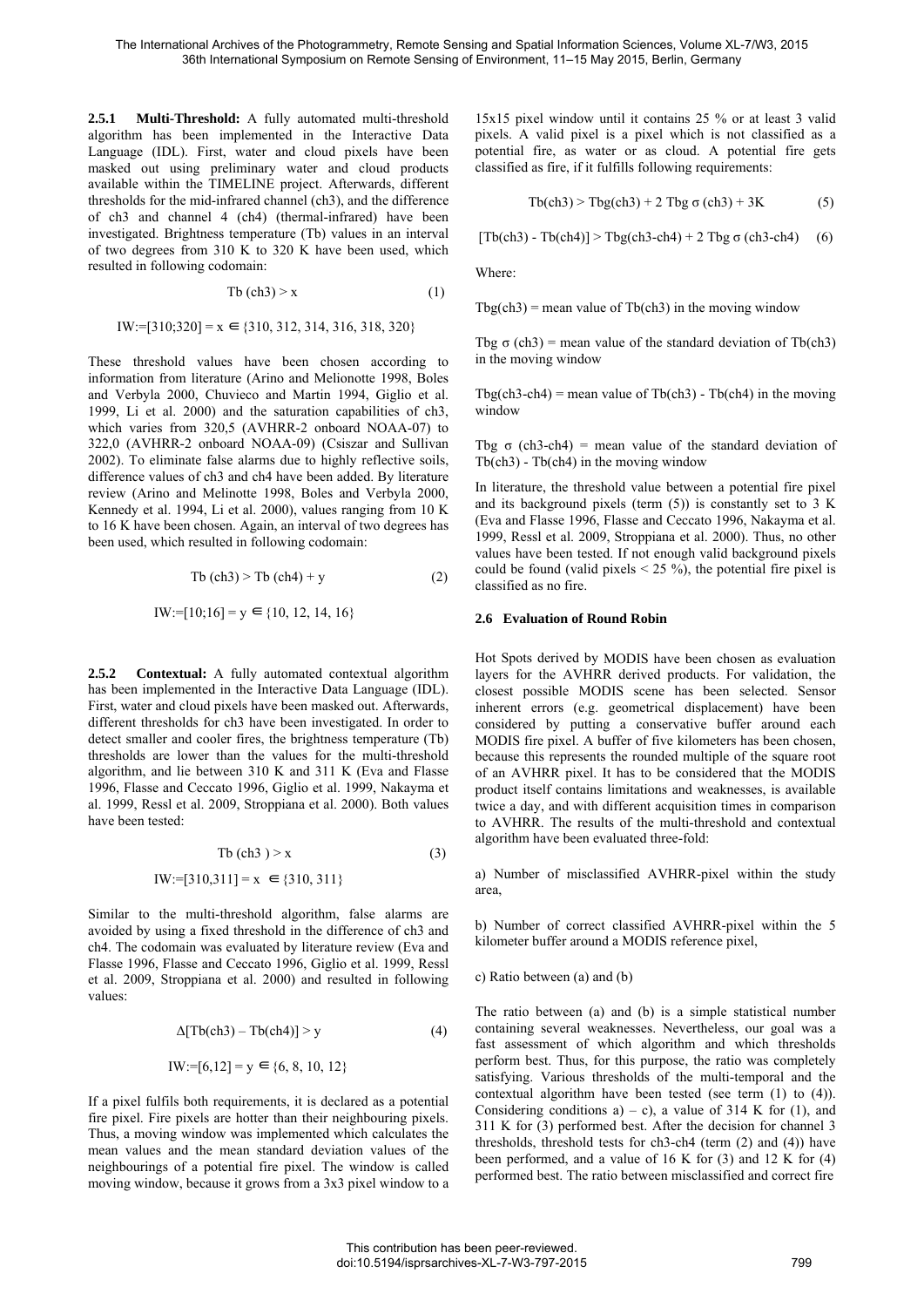**2.5.1 Multi-Threshold:** A fully automated multi-threshold algorithm has been implemented in the Interactive Data Language (IDL). First, water and cloud pixels have been masked out using preliminary water and cloud products available within the TIMELINE project. Afterwards, different thresholds for the mid-infrared channel (ch3), and the difference of ch3 and channel 4 (ch4) (thermal-infrared) have been investigated. Brightness temperature (Tb) values in an interval of two degrees from 310 K to 320 K have been used, which resulted in following codomain:

$$\text{Tb (ch3)} > x \tag{1}$$

$$\text{IW:=[310;320]} = x \in \{310, 312, 314, 316, 318, 320\}$$

These threshold values have been chosen according to information from literature (Arino and Melionotte 1998, Boles and Verbyla 2000, Chuvieco and Martin 1994, Giglio et al. 1999, Li et al. 2000) and the saturation capabilities of ch3, which varies from 320,5 (AVHRR-2 onboard NOAA-07) to 322,0 (AVHRR-2 onboard NOAA-09) (Csiszar and Sullivan 2002). To eliminate false alarms due to highly reflective soils, difference values of ch3 and ch4 have been added. By literature review (Arino and Melinotte 1998, Boles and Verbyla 2000, Kennedy et al. 1994, Li et al. 2000), values ranging from 10 K to 16 K have been chosen. Again, an interval of two degrees has been used, which resulted in following codomain:

$$\text{Tb (ch3)} > \text{Tb (ch4)} + y \tag{2}$$

$$\text{IW:=[10;16]} = y \in \{10, 12, 14, 16\}$$

**2.5.2 Contextual:** A fully automated contextual algorithm has been implemented in the Interactive Data Language (IDL). First, water and cloud pixels have been masked out. Afterwards, different thresholds for ch3 have been investigated. In order to detect smaller and cooler fires, the brightness temperature (Tb) thresholds are lower than the values for the multi-threshold algorithm, and lie between 310 K and 311 K (Eva and Flasse 1996, Flasse and Ceccato 1996, Giglio et al. 1999, Nakayma et al. 1999, Ressl et al. 2009, Stroppiana et al. 2000). Both values have been tested:

$$\text{Tb (ch3 )} > x \tag{3}$$

$$\text{IW:=[310,311]} = x \in \{310, 311\}$$

Similar to the multi-threshold algorithm, false alarms are avoided by using a fixed threshold in the difference of ch3 and ch4. The codomain was evaluated by literature review (Eva and Flasse 1996, Flasse and Ceccato 1996, Giglio et al. 1999, Ressl et al. 2009, Stroppiana et al. 2000) and resulted in following values:

$$\Delta[\text{Tb(ch3)} - \text{Tb(ch4)}] > y \tag{4}$$

$$\text{IW:=[6,12]} = y \in \{6, 8, 10, 12\}$$

If a pixel fulfils both requirements, it is declared as a potential fire pixel. Fire pixels are hotter than their neighbouring pixels. Thus, a moving window was implemented which calculates the mean values and the mean standard deviation values of the neighbourings of a potential fire pixel. The window is called moving window, because it grows from a 3x3 pixel window to a 15x15 pixel window until it contains 25 % or at least 3 valid pixels. A valid pixel is a pixel which is not classified as a potential fire, as water or as cloud. A potential fire gets classified as fire, if it fulfills following requirements:

$$\text{Tb(ch3)} > \text{Tbg(ch3)} + 2\ \text{Tbg}\ \sigma\ \text{(ch3)} + 3\text{K} \tag{5}$$

$$[\text{Tb(ch3)} - \text{Tb(ch4)}] > \text{Tbg(ch3-ch4)} + 2\ \text{Tbg}\ \sigma\ \text{(ch3-ch4)} \tag{6}$$

Where:

Tbg(ch3) = mean value of Tb(ch3) in the moving window

Tbg $\sigma$ (ch3) = mean value of the standard deviation of Tb(ch3) in the moving window

Tbg(ch3-ch4) = mean value of Tb(ch3) - Tb(ch4) in the moving window

Tbg $\sigma$ (ch3-ch4) = mean value of the standard deviation of Tb(ch3) - Tb(ch4) in the moving window

In literature, the threshold value between a potential fire pixel and its background pixels (term (5)) is constantly set to 3 K (Eva and Flasse 1996, Flasse and Ceccato 1996, Nakayma et al. 1999, Ressl et al. 2009, Stroppiana et al. 2000). Thus, no other values have been tested. If not enough valid background pixels could be found (valid pixels < 25 %), the potential fire pixel is classified as no fire.

## 2.6 Evaluation of Round Robin

Hot Spots derived by MODIS have been chosen as evaluation layers for the AVHRR derived products. For validation, the closest possible MODIS scene has been selected. Sensor inherent errors (e.g. geometrical displacement) have been considered by putting a conservative buffer around each MODIS fire pixel. A buffer of five kilometers has been chosen, because this represents the rounded multiple of the square root of an AVHRR pixel. It has to be considered that the MODIS product itself contains limitations and weaknesses, is available twice a day, and with different acquisition times in comparison to AVHRR. The results of the multi-threshold and contextual algorithm have been evaluated three-fold:

a) Number of misclassified AVHRR-pixel within the study area,

b) Number of correct classified AVHRR-pixel within the 5 kilometer buffer around a MODIS reference pixel,

c) Ratio between (a) and (b)

The ratio between (a) and (b) is a simple statistical number containing several weaknesses. Nevertheless, our goal was a fast assessment of which algorithm and which thresholds perform best. Thus, for this purpose, the ratio was completely satisfying. Various thresholds of the multi-temporal and the contextual algorithm have been tested (see term (1) to (4)). Considering conditions a) – c), a value of 314 K for (1), and 311 K for (3) performed best. After the decision for channel 3 thresholds, threshold tests for ch3-ch4 (term (2) and (4)) have been performed, and a value of 16 K for (3) and 12 K for (4) performed best. The ratio between misclassified and correct fire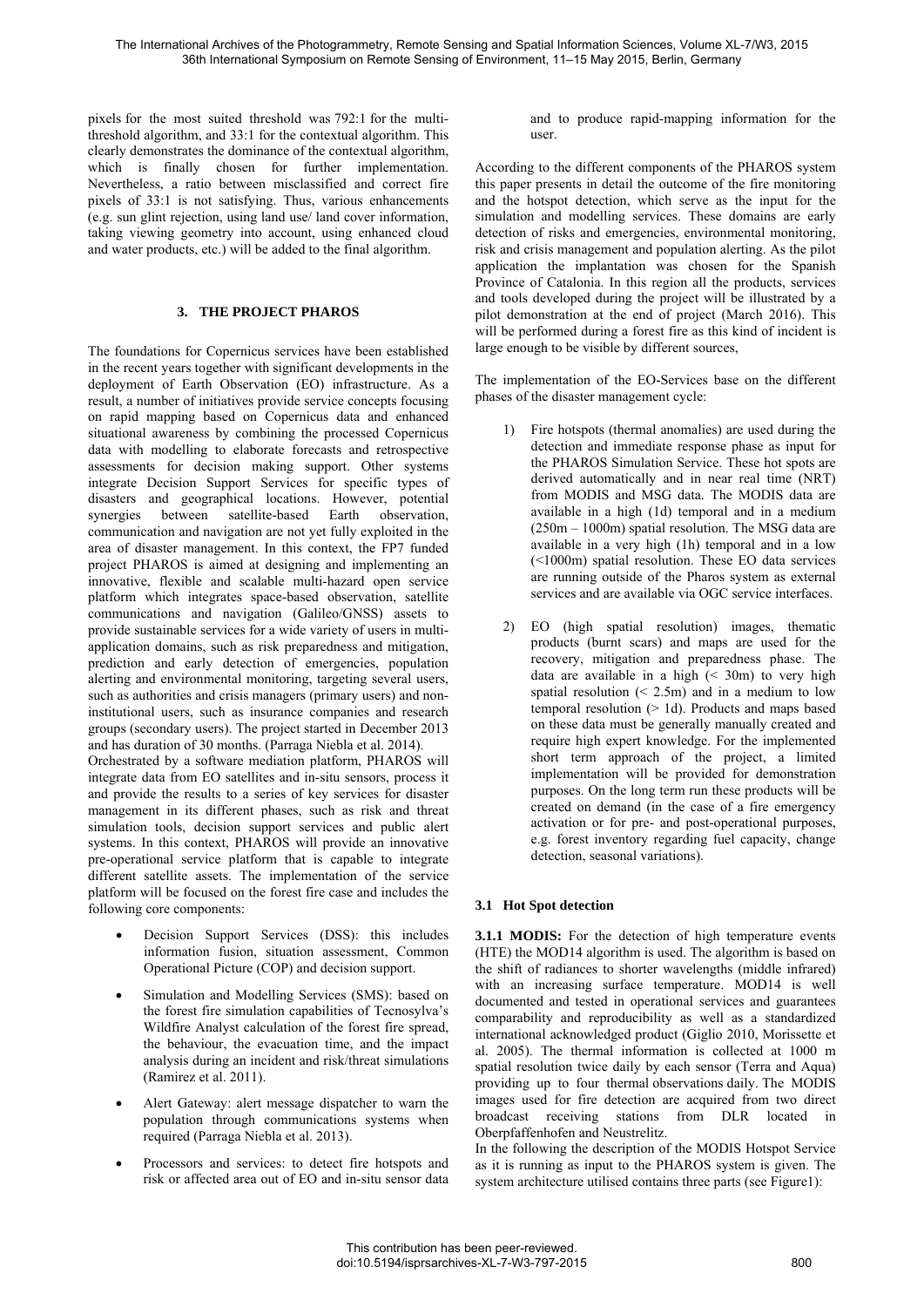pixels for the most suited threshold was 792:1 for the multi-threshold algorithm, and 33:1 for the contextual algorithm. This clearly demonstrates the dominance of the contextual algorithm, which is finally chosen for further implementation. Nevertheless, a ratio between misclassified and correct fire pixels of 33:1 is not satisfying. Thus, various enhancements (e.g. sun glint rejection, using land use/ land cover information, taking viewing geometry into account, using enhanced cloud and water products, etc.) will be added to the final algorithm.

## 3. THE PROJECT PHAROS

The foundations for Copernicus services have been established in the recent years together with significant developments in the deployment of Earth Observation (EO) infrastructure. As a result, a number of initiatives provide service concepts focusing on rapid mapping based on Copernicus data and enhanced situational awareness by combining the processed Copernicus data with modelling to elaborate forecasts and retrospective assessments for decision making support. Other systems integrate Decision Support Services for specific types of disasters and geographical locations. However, potential synergies between satellite-based Earth observation, communication and navigation are not yet fully exploited in the area of disaster management. In this context, the FP7 funded project PHAROS is aimed at designing and implementing an innovative, flexible and scalable multi-hazard open service platform which integrates space-based observation, satellite communications and navigation (Galileo/GNSS) assets to provide sustainable services for a wide variety of users in multi-application domains, such as risk preparedness and mitigation, prediction and early detection of emergencies, population alerting and environmental monitoring, targeting several users, such as authorities and crisis managers (primary users) and non-institutional users, such as insurance companies and research groups (secondary users). The project started in December 2013 and has duration of 30 months. (Parraga Niebla et al. 2014).
Orchestrated by a software mediation platform, PHAROS will integrate data from EO satellites and in-situ sensors, process it and provide the results to a series of key services for disaster management in its different phases, such as risk and threat simulation tools, decision support services and public alert systems. In this context, PHAROS will provide an innovative pre-operational service platform that is capable to integrate different satellite assets. The implementation of the service platform will be focused on the forest fire case and includes the following core components:

- Decision Support Services (DSS): this includes information fusion, situation assessment, Common Operational Picture (COP) and decision support.
- Simulation and Modelling Services (SMS): based on the forest fire simulation capabilities of Tecnosylva's Wildfire Analyst calculation of the forest fire spread, the behaviour, the evacuation time, and the impact analysis during an incident and risk/threat simulations (Ramirez et al. 2011).
- Alert Gateway: alert message dispatcher to warn the population through communications systems when required (Parraga Niebla et al. 2013).
- Processors and services: to detect fire hotspots and risk or affected area out of EO and in-situ sensor data and to produce rapid-mapping information for the user.

According to the different components of the PHAROS system this paper presents in detail the outcome of the fire monitoring and the hotspot detection, which serve as the input for the simulation and modelling services. These domains are early detection of risks and emergencies, environmental monitoring, risk and crisis management and population alerting. As the pilot application the implantation was chosen for the Spanish Province of Catalonia. In this region all the products, services and tools developed during the project will be illustrated by a pilot demonstration at the end of project (March 2016). This will be performed during a forest fire as this kind of incident is large enough to be visible by different sources,

The implementation of the EO-Services base on the different phases of the disaster management cycle:

1) Fire hotspots (thermal anomalies) are used during the detection and immediate response phase as input for the PHAROS Simulation Service. These hot spots are derived automatically and in near real time (NRT) from MODIS and MSG data. The MODIS data are available in a high (1d) temporal and in a medium (250m – 1000m) spatial resolution. The MSG data are available in a very high (1h) temporal and in a low (<1000m) spatial resolution. These EO data services are running outside of the Pharos system as external services and are available via OGC service interfaces.

2) EO (high spatial resolution) images, thematic products (burnt scars) and maps are used for the recovery, mitigation and preparedness phase. The data are available in a high (< 30m) to very high spatial resolution (< 2.5m) and in a medium to low temporal resolution (> 1d). Products and maps based on these data must be generally manually created and require high expert knowledge. For the implemented short term approach of the project, a limited implementation will be provided for demonstration purposes. On the long term run these products will be created on demand (in the case of a fire emergency activation or for pre- and post-operational purposes, e.g. forest inventory regarding fuel capacity, change detection, seasonal variations).

### 3.1 Hot Spot detection

**3.1.1 MODIS:** For the detection of high temperature events (HTE) the MOD14 algorithm is used. The algorithm is based on the shift of radiances to shorter wavelengths (middle infrared) with an increasing surface temperature. MOD14 is well documented and tested in operational services and guarantees comparability and reproducibility as well as a standardized international acknowledged product (Giglio 2010, Morissette et al. 2005). The thermal information is collected at 1000 m spatial resolution twice daily by each sensor (Terra and Aqua) providing up to four thermal observations daily. The MODIS images used for fire detection are acquired from two direct broadcast receiving stations from DLR located in Oberpfaffenhofen and Neustrelitz.
In the following the description of the MODIS Hotspot Service as it is running as input to the PHAROS system is given. The system architecture utilised contains three parts (see Figure1):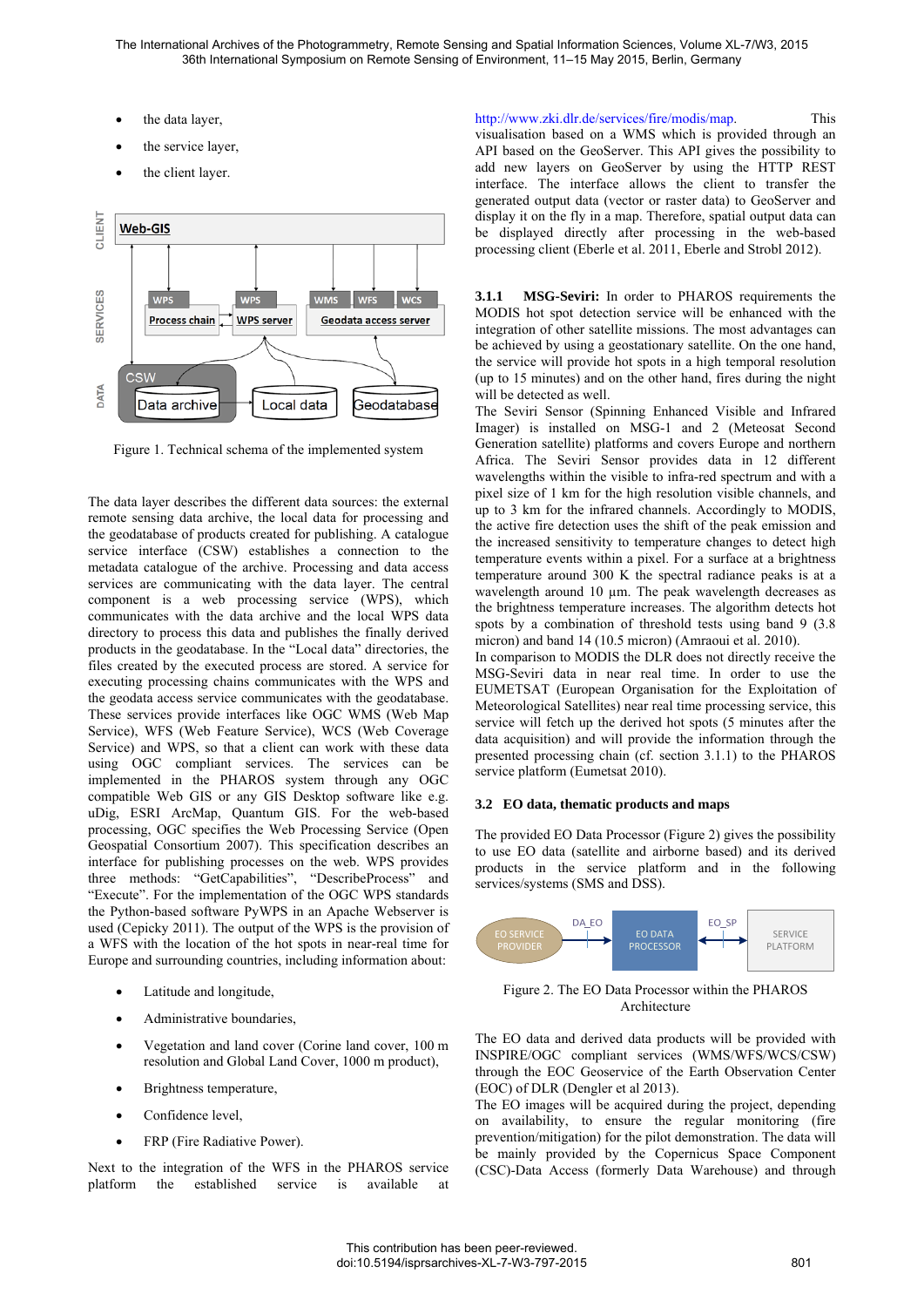- the data layer,
- the service layer,
- the client layer.

Figure 1. Technical schema of the implemented system

The data layer describes the different data sources: the external remote sensing data archive, the local data for processing and the geodatabase of products created for publishing. A catalogue service interface (CSW) establishes a connection to the metadata catalogue of the archive. Processing and data access services are communicating with the data layer. The central component is a web processing service (WPS), which communicates with the data archive and the local WPS data directory to process this data and publishes the finally derived products in the geodatabase. In the "Local data" directories, the files created by the executed process are stored. A service for executing processing chains communicates with the WPS and the geodata access service communicates with the geodatabase. These services provide interfaces like OGC WMS (Web Map Service), WFS (Web Feature Service), WCS (Web Coverage Service) and WPS, so that a client can work with these data using OGC compliant services. The services can be implemented in the PHAROS system through any OGC compatible Web GIS or any GIS Desktop software like e.g. uDig, ESRI ArcMap, Quantum GIS. For the web-based processing, OGC specifies the Web Processing Service (Open Geospatial Consortium 2007). This specification describes an interface for publishing processes on the web. WPS provides three methods: "GetCapabilities", "DescribeProcess" and "Execute". For the implementation of the OGC WPS standards the Python-based software PyWPS in an Apache Webserver is used (Cepicky 2011). The output of the WPS is the provision of a WFS with the location of the hot spots in near-real time for Europe and surrounding countries, including information about:

- Latitude and longitude,
- Administrative boundaries,
- Vegetation and land cover (Corine land cover, 100 m resolution and Global Land Cover, 1000 m product),
- Brightness temperature,
- Confidence level,
- FRP (Fire Radiative Power).

Next to the integration of the WFS in the PHAROS service platform the established service is available at http://www.zki.dlr.de/services/fire/modis/map. This visualisation based on a WMS which is provided through an API based on the GeoServer. This API gives the possibility to add new layers on GeoServer by using the HTTP REST interface. The interface allows the client to transfer the generated output data (vector or raster data) to GeoServer and display it on the fly in a map. Therefore, spatial output data can be displayed directly after processing in the web-based processing client (Eberle et al. 2011, Eberle and Strobl 2012).

**3.1.1 MSG-Seviri:** In order to PHAROS requirements the MODIS hot spot detection service will be enhanced with the integration of other satellite missions. The most advantages can be achieved by using a geostationary satellite. On the one hand, the service will provide hot spots in a high temporal resolution (up to 15 minutes) and on the other hand, fires during the night will be detected as well.

The Seviri Sensor (Spinning Enhanced Visible and Infrared Imager) is installed on MSG-1 and 2 (Meteosat Second Generation satellite) platforms and covers Europe and northern Africa. The Seviri Sensor provides data in 12 different wavelengths within the visible to infra-red spectrum and with a pixel size of 1 km for the high resolution visible channels, and up to 3 km for the infrared channels. Accordingly to MODIS, the active fire detection uses the shift of the peak emission and the increased sensitivity to temperature changes to detect high temperature events within a pixel. For a surface at a brightness temperature around 300 K the spectral radiance peaks is at a wavelength around 10 µm. The peak wavelength decreases as the brightness temperature increases. The algorithm detects hot spots by a combination of threshold tests using band 9 (3.8 micron) and band 14 (10.5 micron) (Amraoui et al. 2010).

In comparison to MODIS the DLR does not directly receive the MSG-Seviri data in near real time. In order to use the EUMETSAT (European Organisation for the Exploitation of Meteorological Satellites) near real time processing service, this service will fetch up the derived hot spots (5 minutes after the data acquisition) and will provide the information through the presented processing chain (cf. section 3.1.1) to the PHAROS service platform (Eumetsat 2010).

### 3.2 EO data, thematic products and maps

The provided EO Data Processor (Figure 2) gives the possibility to use EO data (satellite and airborne based) and its derived products in the service platform and in the following services/systems (SMS and DSS).

Figure 2. The EO Data Processor within the PHAROS Architecture

The EO data and derived data products will be provided with INSPIRE/OGC compliant services (WMS/WFS/WCS/CSW) through the EOC Geoservice of the Earth Observation Center (EOC) of DLR (Dengler et al 2013).

The EO images will be acquired during the project, depending on availability, to ensure the regular monitoring (fire prevention/mitigation) for the pilot demonstration. The data will be mainly provided by the Copernicus Space Component (CSC)-Data Access (formerly Data Warehouse) and through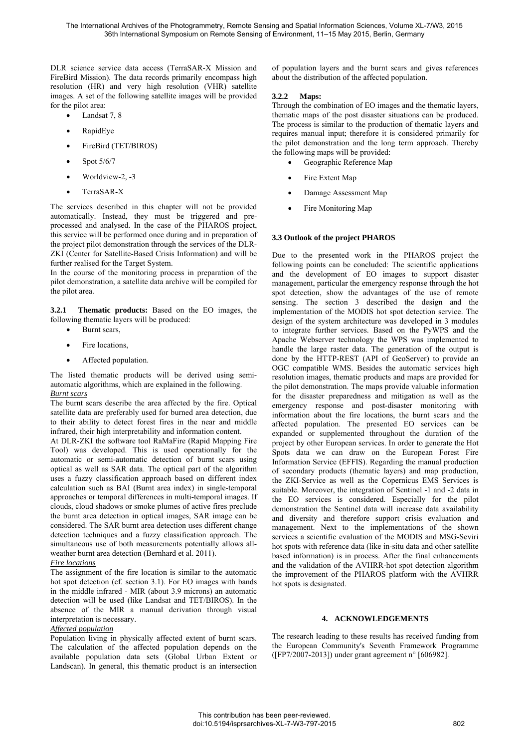DLR science service data access (TerraSAR-X Mission and FireBird Mission). The data records primarily encompass high resolution (HR) and very high resolution (VHR) satellite images. A set of the following satellite images will be provided for the pilot area:

- Landsat 7, 8
- RapidEye
- FireBird (TET/BIROS)
- Spot 5/6/7
- Worldview-2, -3
- TerraSAR-X

The services described in this chapter will not be provided automatically. Instead, they must be triggered and pre-processed and analysed. In the case of the PHAROS project, this service will be performed once during and in preparation of the project pilot demonstration through the services of the DLR-ZKI (Center for Satellite-Based Crisis Information) and will be further realised for the Target System.

In the course of the monitoring process in preparation of the pilot demonstration, a satellite data archive will be compiled for the pilot area.

**3.2.1 Thematic products:** Based on the EO images, the following thematic layers will be produced:

- Burnt scars,
- Fire locations,
- Affected population.

The listed thematic products will be derived using semi-automatic algorithms, which are explained in the following.

*Burnt scars*

The burnt scars describe the area affected by the fire. Optical satellite data are preferably used for burned area detection, due to their ability to detect forest fires in the near and middle infrared, their high interpretability and information content.

At DLR-ZKI the software tool RaMaFire (Rapid Mapping Fire Tool) was developed. This is used operationally for the automatic or semi-automatic detection of burnt scars using optical as well as SAR data. The optical part of the algorithm uses a fuzzy classification approach based on different index calculation such as BAI (Burnt area index) in single-temporal approaches or temporal differences in multi-temporal images. If clouds, cloud shadows or smoke plumes of active fires preclude the burnt area detection in optical images, SAR image can be considered. The SAR burnt area detection uses different change detection techniques and a fuzzy classification approach. The simultaneous use of both measurements potentially allows all-weather burnt area detection (Bernhard et al. 2011).

*Fire locations*

The assignment of the fire location is similar to the automatic hot spot detection (cf. section 3.1). For EO images with bands in the middle infrared - MIR (about 3.9 microns) an automatic detection will be used (like Landsat and TET/BIROS). In the absence of the MIR a manual derivation through visual interpretation is necessary.

*Affected population*

Population living in physically affected extent of burnt scars. The calculation of the affected population depends on the available population data sets (Global Urban Extent or Landscan). In general, this thematic product is an intersection of population layers and the burnt scars and gives references about the distribution of the affected population.

### 3.2.2 Maps:

Through the combination of EO images and the thematic layers, thematic maps of the post disaster situations can be produced. The process is similar to the production of thematic layers and requires manual input; therefore it is considered primarily for the pilot demonstration and the long term approach. Thereby the following maps will be provided:

- Geographic Reference Map
- Fire Extent Map
- Damage Assessment Map
- Fire Monitoring Map

## 3.3 Outlook of the project PHAROS

Due to the presented work in the PHAROS project the following points can be concluded: The scientific applications and the development of EO images to support disaster management, particular the emergency response through the hot spot detection, show the advantages of the use of remote sensing. The section 3 described the design and the implementation of the MODIS hot spot detection service. The design of the system architecture was developed in 3 modules to integrate further services. Based on the PyWPS and the Apache Webserver technology the WPS was implemented to handle the large raster data. The generation of the output is done by the HTTP-REST (API of GeoServer) to provide an OGC compatible WMS. Besides the automatic services high resolution images, thematic products and maps are provided for the pilot demonstration. The maps provide valuable information for the disaster preparedness and mitigation as well as the emergency response and post-disaster monitoring with information about the fire locations, the burnt scars and the affected population. The presented EO services can be expanded or supplemented throughout the duration of the project by other European services. In order to generate the Hot Spots data we can draw on the European Forest Fire Information Service (EFFIS). Regarding the manual production of secondary products (thematic layers) and map production, the ZKI-Service as well as the Copernicus EMS Services is suitable. Moreover, the integration of Sentinel -1 and -2 data in the EO services is considered. Especially for the pilot demonstration the Sentinel data will increase data availability and diversity and therefore support crisis evaluation and management. Next to the implementations of the shown services a scientific evaluation of the MODIS and MSG-Seviri hot spots with reference data (like in-situ data and other satellite based information) is in process. After the final enhancements and the validation of the AVHRR-hot spot detection algorithm the improvement of the PHAROS platform with the AVHRR hot spots is designated.

# 4. ACKNOWLEDGEMENTS

The research leading to these results has received funding from the European Community's Seventh Framework Programme ([FP7/2007-2013]) under grant agreement n° [606982].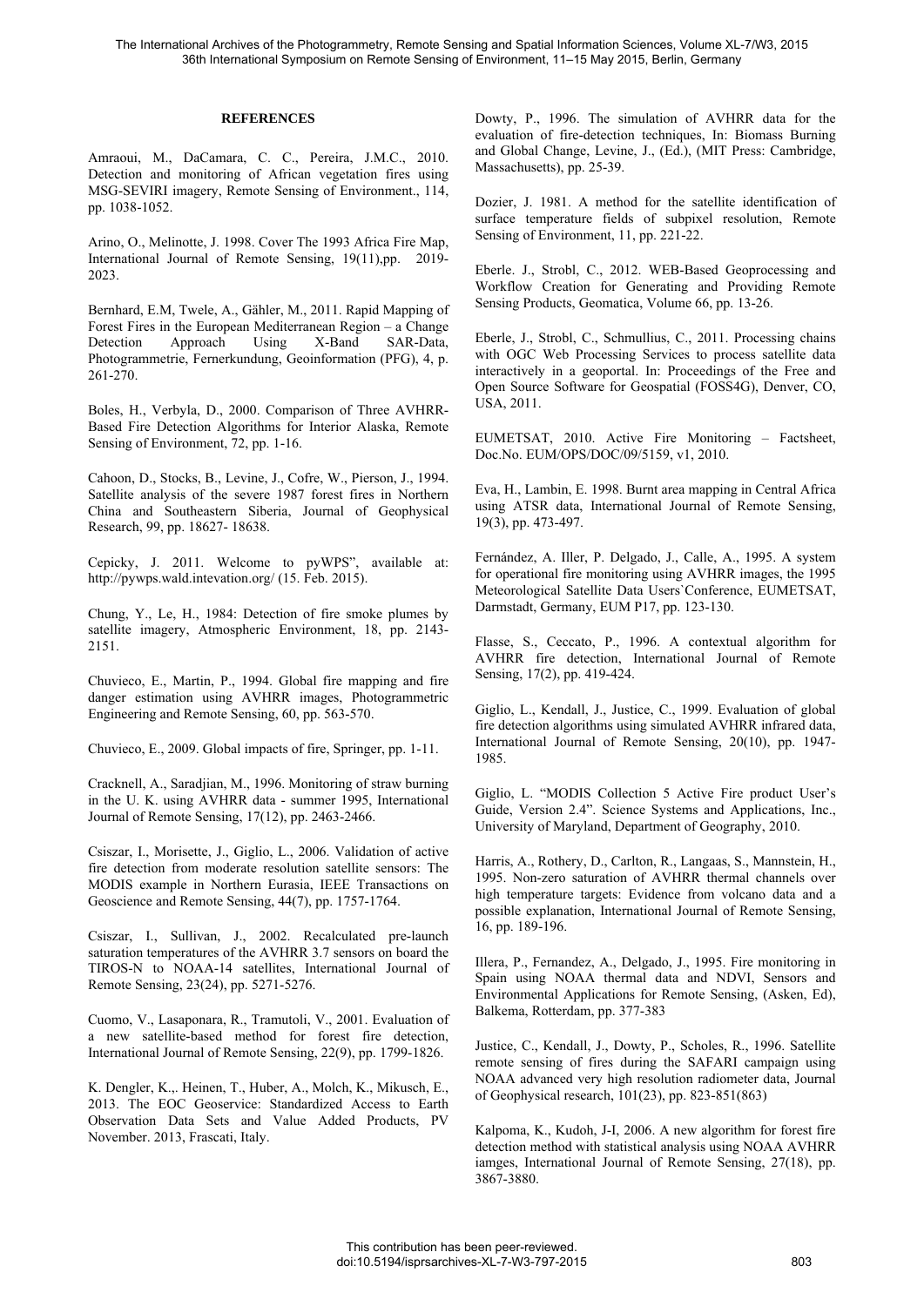## REFERENCES

Amraoui, M., DaCamara, C. C., Pereira, J.M.C., 2010. Detection and monitoring of African vegetation fires using MSG-SEVIRI imagery, Remote Sensing of Environment., 114, pp. 1038-1052.

Arino, O., Melinotte, J. 1998. Cover The 1993 Africa Fire Map, International Journal of Remote Sensing, 19(11),pp. 2019-2023.

Bernhard, E.M, Twele, A., Gähler, M., 2011. Rapid Mapping of Forest Fires in the European Mediterranean Region – a Change Detection Approach Using X-Band SAR-Data, Photogrammetrie, Fernerkundung, Geoinformation (PFG), 4, p. 261-270.

Boles, H., Verbyla, D., 2000. Comparison of Three AVHRR-Based Fire Detection Algorithms for Interior Alaska, Remote Sensing of Environment, 72, pp. 1-16.

Cahoon, D., Stocks, B., Levine, J., Cofre, W., Pierson, J., 1994. Satellite analysis of the severe 1987 forest fires in Northern China and Southeastern Siberia, Journal of Geophysical Research, 99, pp. 18627- 18638.

Cepicky, J. 2011. Welcome to pyWPS", available at: http://pywps.wald.intevation.org/ (15. Feb. 2015).

Chung, Y., Le, H., 1984: Detection of fire smoke plumes by satellite imagery, Atmospheric Environment, 18, pp. 2143-2151.

Chuvieco, E., Martin, P., 1994. Global fire mapping and fire danger estimation using AVHRR images, Photogrammetric Engineering and Remote Sensing, 60, pp. 563-570.

Chuvieco, E., 2009. Global impacts of fire, Springer, pp. 1-11.

Cracknell, A., Saradjian, M., 1996. Monitoring of straw burning in the U. K. using AVHRR data - summer 1995, International Journal of Remote Sensing, 17(12), pp. 2463-2466.

Csiszar, I., Morisette, J., Giglio, L., 2006. Validation of active fire detection from moderate resolution satellite sensors: The MODIS example in Northern Eurasia, IEEE Transactions on Geoscience and Remote Sensing, 44(7), pp. 1757-1764.

Csiszar, I., Sullivan, J., 2002. Recalculated pre-launch saturation temperatures of the AVHRR 3.7 sensors on board the TIROS-N to NOAA-14 satellites, International Journal of Remote Sensing, 23(24), pp. 5271-5276.

Cuomo, V., Lasaponara, R., Tramutoli, V., 2001. Evaluation of a new satellite-based method for forest fire detection, International Journal of Remote Sensing, 22(9), pp. 1799-1826.

K. Dengler, K.,. Heinen, T., Huber, A., Molch, K., Mikusch, E., 2013. The EOC Geoservice: Standardized Access to Earth Observation Data Sets and Value Added Products, PV November. 2013, Frascati, Italy.

Dowty, P., 1996. The simulation of AVHRR data for the evaluation of fire-detection techniques, In: Biomass Burning and Global Change, Levine, J., (Ed.), (MIT Press: Cambridge, Massachusetts), pp. 25-39.

Dozier, J. 1981. A method for the satellite identification of surface temperature fields of subpixel resolution, Remote Sensing of Environment, 11, pp. 221-22.

Eberle. J., Strobl, C., 2012. WEB-Based Geoprocessing and Workflow Creation for Generating and Providing Remote Sensing Products, Geomatica, Volume 66, pp. 13-26.

Eberle, J., Strobl, C., Schmullius, C., 2011. Processing chains with OGC Web Processing Services to process satellite data interactively in a geoportal. In: Proceedings of the Free and Open Source Software for Geospatial (FOSS4G), Denver, CO, USA, 2011.

EUMETSAT, 2010. Active Fire Monitoring – Factsheet, Doc.No. EUM/OPS/DOC/09/5159, v1, 2010.

Eva, H., Lambin, E. 1998. Burnt area mapping in Central Africa using ATSR data, International Journal of Remote Sensing, 19(3), pp. 473-497.

Fernández, A. Iller, P. Delgado, J., Calle, A., 1995. A system for operational fire monitoring using AVHRR images, the 1995 Meteorological Satellite Data Users`Conference, EUMETSAT, Darmstadt, Germany, EUM P17, pp. 123-130.

Flasse, S., Ceccato, P., 1996. A contextual algorithm for AVHRR fire detection, International Journal of Remote Sensing, 17(2), pp. 419-424.

Giglio, L., Kendall, J., Justice, C., 1999. Evaluation of global fire detection algorithms using simulated AVHRR infrared data, International Journal of Remote Sensing, 20(10), pp. 1947-1985.

Giglio, L. "MODIS Collection 5 Active Fire product User's Guide, Version 2.4". Science Systems and Applications, Inc., University of Maryland, Department of Geography, 2010.

Harris, A., Rothery, D., Carlton, R., Langaas, S., Mannstein, H., 1995. Non-zero saturation of AVHRR thermal channels over high temperature targets: Evidence from volcano data and a possible explanation, International Journal of Remote Sensing, 16, pp. 189-196.

Illera, P., Fernandez, A., Delgado, J., 1995. Fire monitoring in Spain using NOAA thermal data and NDVI, Sensors and Environmental Applications for Remote Sensing, (Asken, Ed), Balkema, Rotterdam, pp. 377-383

Justice, C., Kendall, J., Dowty, P., Scholes, R., 1996. Satellite remote sensing of fires during the SAFARI campaign using NOAA advanced very high resolution radiometer data, Journal of Geophysical research, 101(23), pp. 823-851(863)

Kalpoma, K., Kudoh, J-I, 2006. A new algorithm for forest fire detection method with statistical analysis using NOAA AVHRR iamges, International Journal of Remote Sensing, 27(18), pp. 3867-3880.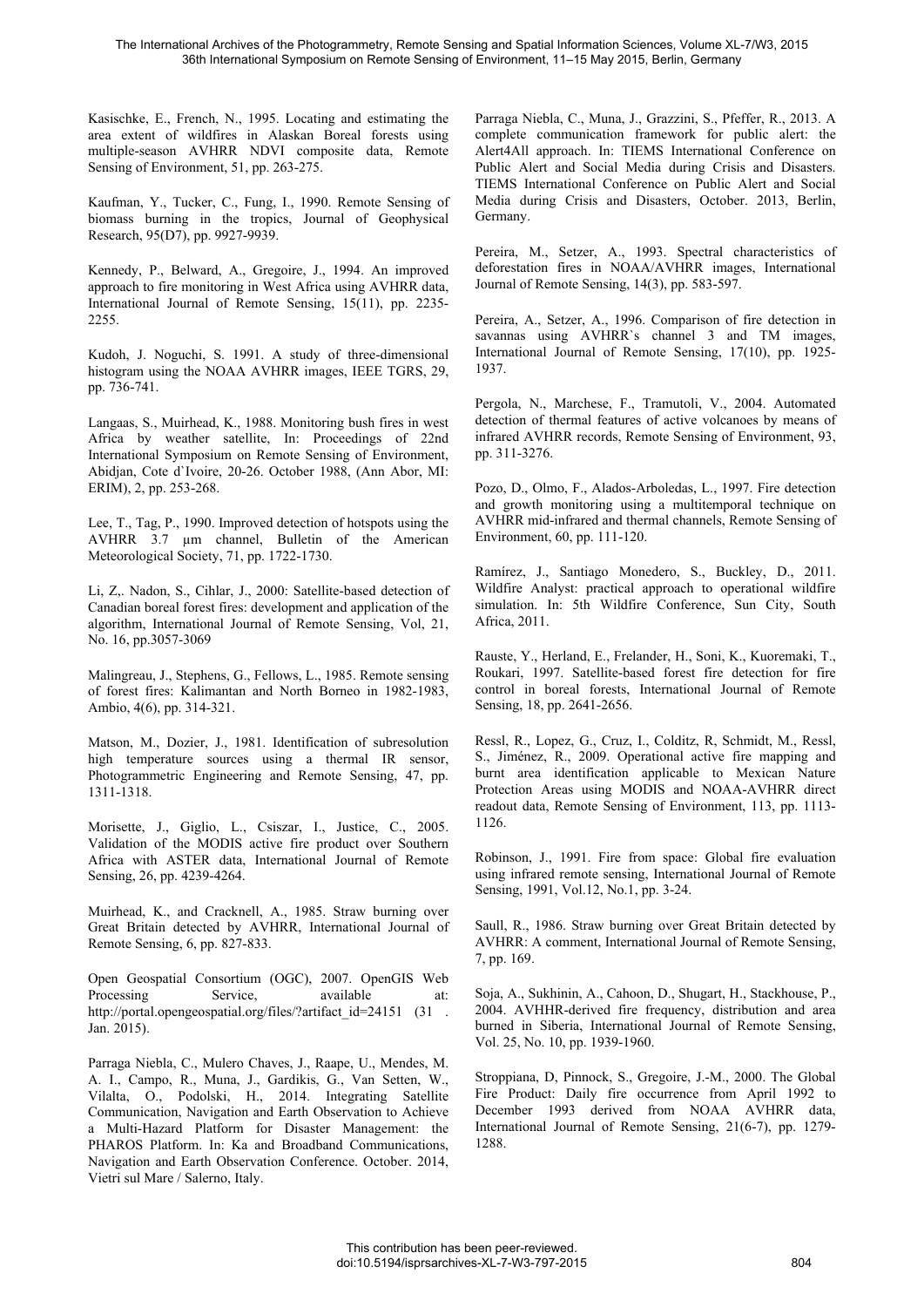Kasischke, E., French, N., 1995. Locating and estimating the area extent of wildfires in Alaskan Boreal forests using multiple-season AVHRR NDVI composite data, Remote Sensing of Environment, 51, pp. 263-275.

Kaufman, Y., Tucker, C., Fung, I., 1990. Remote Sensing of biomass burning in the tropics, Journal of Geophysical Research, 95(D7), pp. 9927-9939.

Kennedy, P., Belward, A., Gregoire, J., 1994. An improved approach to fire monitoring in West Africa using AVHRR data, International Journal of Remote Sensing, 15(11), pp. 2235-2255.

Kudoh, J. Noguchi, S. 1991. A study of three-dimensional histogram using the NOAA AVHRR images, IEEE TGRS, 29, pp. 736-741.

Langaas, S., Muirhead, K., 1988. Monitoring bush fires in west Africa by weather satellite, In: Proceedings of 22nd International Symposium on Remote Sensing of Environment, Abidjan, Cote d`Ivoire, 20-26. October 1988, (Ann Abor, MI: ERIM), 2, pp. 253-268.

Lee, T., Tag, P., 1990. Improved detection of hotspots using the AVHRR 3.7 μm channel, Bulletin of the American Meteorological Society, 71, pp. 1722-1730.

Li, Z,. Nadon, S., Cihlar, J., 2000: Satellite-based detection of Canadian boreal forest fires: development and application of the algorithm, International Journal of Remote Sensing, Vol, 21, No. 16, pp.3057-3069

Malingreau, J., Stephens, G., Fellows, L., 1985. Remote sensing of forest fires: Kalimantan and North Borneo in 1982-1983, Ambio, 4(6), pp. 314-321.

Matson, M., Dozier, J., 1981. Identification of subresolution high temperature sources using a thermal IR sensor, Photogrammetric Engineering and Remote Sensing, 47, pp. 1311-1318.

Morisette, J., Giglio, L., Csiszar, I., Justice, C., 2005. Validation of the MODIS active fire product over Southern Africa with ASTER data, International Journal of Remote Sensing, 26, pp. 4239-4264.

Muirhead, K., and Cracknell, A., 1985. Straw burning over Great Britain detected by AVHRR, International Journal of Remote Sensing, 6, pp. 827-833.

Open Geospatial Consortium (OGC), 2007. OpenGIS Web Processing Service, available at: http://portal.opengeospatial.org/files/?artifact_id=24151 (31 . Jan. 2015).

Parraga Niebla, C., Mulero Chaves, J., Raape, U., Mendes, M. A. I., Campo, R., Muna, J., Gardikis, G., Van Setten, W., Vilalta, O., Podolski, H., 2014. Integrating Satellite Communication, Navigation and Earth Observation to Achieve a Multi-Hazard Platform for Disaster Management: the PHAROS Platform. In: Ka and Broadband Communications, Navigation and Earth Observation Conference. October. 2014, Vietri sul Mare / Salerno, Italy.

Parraga Niebla, C., Muna, J., Grazzini, S., Pfeffer, R., 2013. A complete communication framework for public alert: the Alert4All approach. In: TIEMS International Conference on Public Alert and Social Media during Crisis and Disasters. TIEMS International Conference on Public Alert and Social Media during Crisis and Disasters, October. 2013, Berlin, Germany.

Pereira, M., Setzer, A., 1993. Spectral characteristics of deforestation fires in NOAA/AVHRR images, International Journal of Remote Sensing, 14(3), pp. 583-597.

Pereira, A., Setzer, A., 1996. Comparison of fire detection in savannas using AVHRR`s channel 3 and TM images, International Journal of Remote Sensing, 17(10), pp. 1925-1937.

Pergola, N., Marchese, F., Tramutoli, V., 2004. Automated detection of thermal features of active volcanoes by means of infrared AVHRR records, Remote Sensing of Environment, 93, pp. 311-3276.

Pozo, D., Olmo, F., Alados-Arboledas, L., 1997. Fire detection and growth monitoring using a multitemporal technique on AVHRR mid-infrared and thermal channels, Remote Sensing of Environment, 60, pp. 111-120.

Ramírez, J., Santiago Monedero, S., Buckley, D., 2011. Wildfire Analyst: practical approach to operational wildfire simulation. In: 5th Wildfire Conference, Sun City, South Africa, 2011.

Rauste, Y., Herland, E., Frelander, H., Soni, K., Kuoremaki, T., Roukari, 1997. Satellite-based forest fire detection for fire control in boreal forests, International Journal of Remote Sensing, 18, pp. 2641-2656.

Ressl, R., Lopez, G., Cruz, I., Colditz, R, Schmidt, M., Ressl, S., Jiménez, R., 2009. Operational active fire mapping and burnt area identification applicable to Mexican Nature Protection Areas using MODIS and NOAA-AVHRR direct readout data, Remote Sensing of Environment, 113, pp. 1113-1126.

Robinson, J., 1991. Fire from space: Global fire evaluation using infrared remote sensing, International Journal of Remote Sensing, 1991, Vol.12, No.1, pp. 3-24.

Saull, R., 1986. Straw burning over Great Britain detected by AVHRR: A comment, International Journal of Remote Sensing, 7, pp. 169.

Soja, A., Sukhinin, A., Cahoon, D., Shugart, H., Stackhouse, P., 2004. AVHRR-derived fire frequency, distribution and area burned in Siberia, International Journal of Remote Sensing, Vol. 25, No. 10, pp. 1939-1960.

Stroppiana, D, Pinnock, S., Gregoire, J.-M., 2000. The Global Fire Product: Daily fire occurrence from April 1992 to December 1993 derived from NOAA AVHRR data, International Journal of Remote Sensing, 21(6-7), pp. 1279-1288.